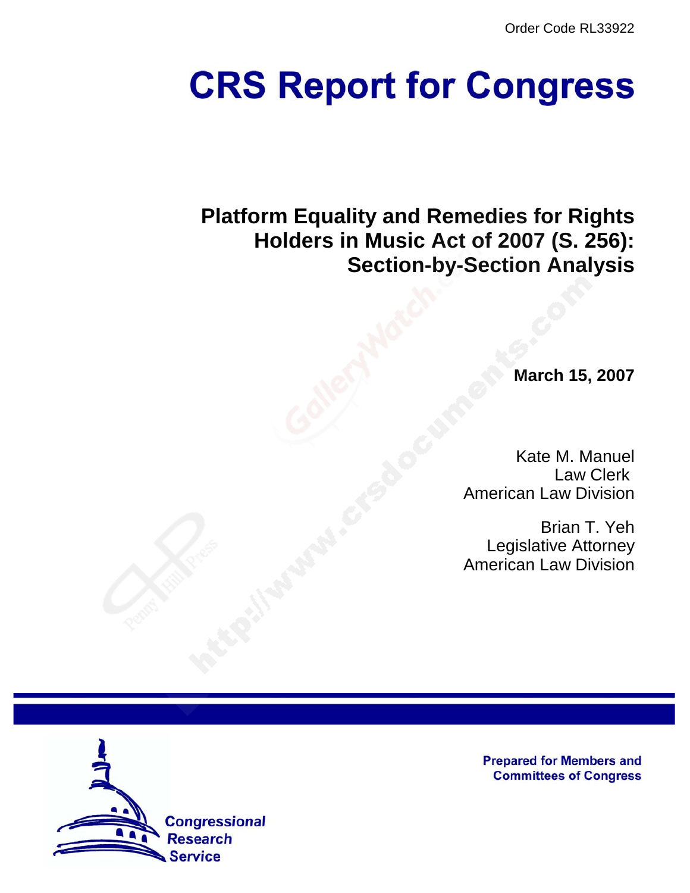Order Code RL33922

# CRS Report for Congress

## Platform Equality and Remedies for Rights Holders in Music Act of 2007 (S. 256): Section-by-Section Analysis

**March 15, 2007**

Kate M. Manuel
Law Clerk
American Law Division

Brian T. Yeh
Legislative Attorney
American Law Division

Prepared for Members and Committees of Congress

Congressional Research Service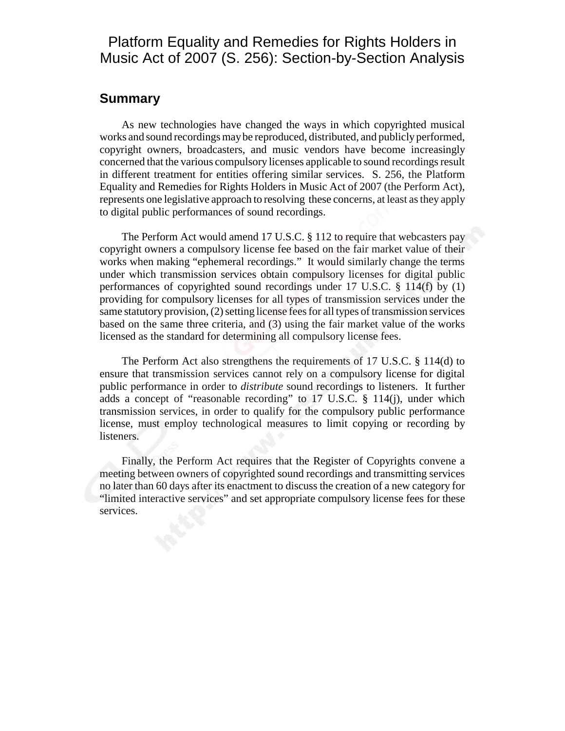# Platform Equality and Remedies for Rights Holders in Music Act of 2007 (S. 256): Section-by-Section Analysis

## Summary

As new technologies have changed the ways in which copyrighted musical works and sound recordings may be reproduced, distributed, and publicly performed, copyright owners, broadcasters, and music vendors have become increasingly concerned that the various compulsory licenses applicable to sound recordings result in different treatment for entities offering similar services. S. 256, the Platform Equality and Remedies for Rights Holders in Music Act of 2007 (the Perform Act), represents one legislative approach to resolving these concerns, at least as they apply to digital public performances of sound recordings.

The Perform Act would amend 17 U.S.C. § 112 to require that webcasters pay copyright owners a compulsory license fee based on the fair market value of their works when making "ephemeral recordings." It would similarly change the terms under which transmission services obtain compulsory licenses for digital public performances of copyrighted sound recordings under 17 U.S.C. § 114(f) by (1) providing for compulsory licenses for all types of transmission services under the same statutory provision, (2) setting license fees for all types of transmission services based on the same three criteria, and (3) using the fair market value of the works licensed as the standard for determining all compulsory license fees.

The Perform Act also strengthens the requirements of 17 U.S.C. § 114(d) to ensure that transmission services cannot rely on a compulsory license for digital public performance in order to *distribute* sound recordings to listeners. It further adds a concept of "reasonable recording" to 17 U.S.C. § 114(j), under which transmission services, in order to qualify for the compulsory public performance license, must employ technological measures to limit copying or recording by listeners.

Finally, the Perform Act requires that the Register of Copyrights convene a meeting between owners of copyrighted sound recordings and transmitting services no later than 60 days after its enactment to discuss the creation of a new category for "limited interactive services" and set appropriate compulsory license fees for these services.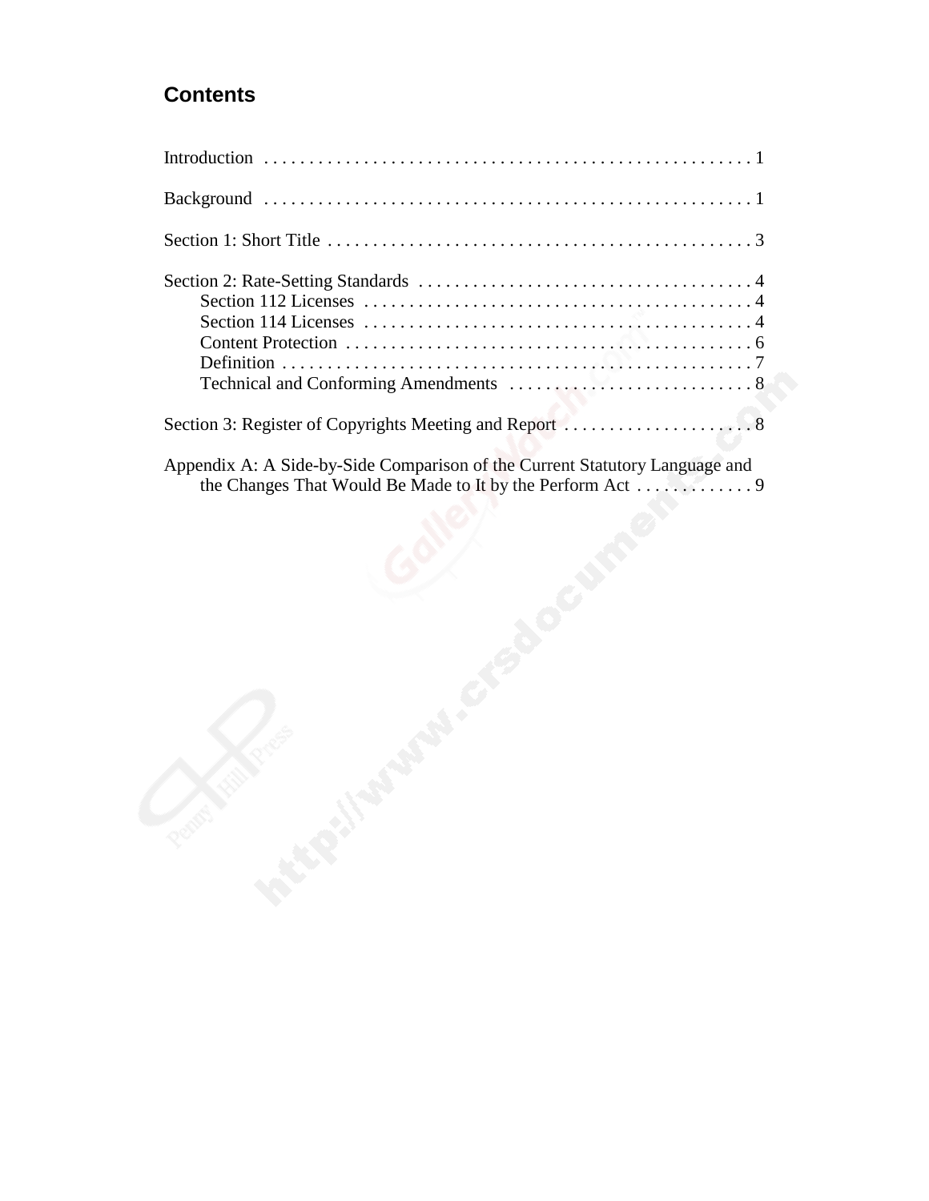## Contents

Introduction . . . . . . . . . . . . . . . . . . . . . . . . . . . . . . . . . . . . . . . . . . . . . . . . . . . . . 1

Background . . . . . . . . . . . . . . . . . . . . . . . . . . . . . . . . . . . . . . . . . . . . . . . . . . . . . 1

Section 1: Short Title . . . . . . . . . . . . . . . . . . . . . . . . . . . . . . . . . . . . . . . . . . . . . . . 3

Section 2: Rate-Setting Standards . . . . . . . . . . . . . . . . . . . . . . . . . . . . . . . . . . . . . 4
- Section 112 Licenses . . . . . . . . . . . . . . . . . . . . . . . . . . . . . . . . . . . . . . . . . . . 4
- Section 114 Licenses . . . . . . . . . . . . . . . . . . . . . . . . . . . . . . . . . . . . . . . . . . . 4
- Content Protection . . . . . . . . . . . . . . . . . . . . . . . . . . . . . . . . . . . . . . . . . . . . . 6
- Definition . . . . . . . . . . . . . . . . . . . . . . . . . . . . . . . . . . . . . . . . . . . . . . . . . . . 7
- Technical and Conforming Amendments . . . . . . . . . . . . . . . . . . . . . . . . . . . 8

Section 3: Register of Copyrights Meeting and Report . . . . . . . . . . . . . . . . . . . . . 8

Appendix A: A Side-by-Side Comparison of the Current Statutory Language and the Changes That Would Be Made to It by the Perform Act . . . . . . . . . . . . . 9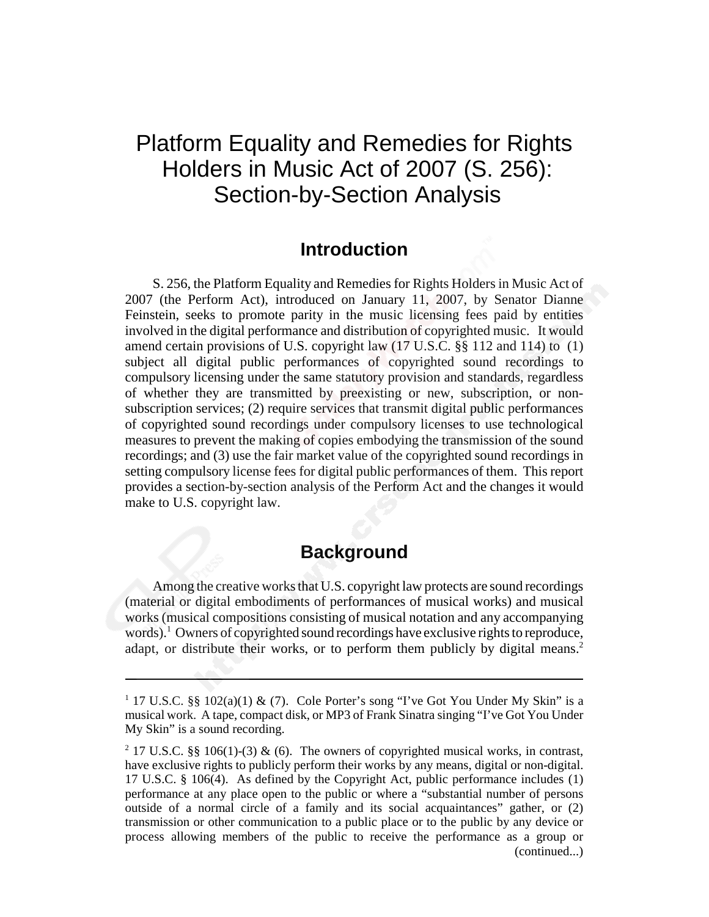# Platform Equality and Remedies for Rights Holders in Music Act of 2007 (S. 256): Section-by-Section Analysis

## Introduction

S. 256, the Platform Equality and Remedies for Rights Holders in Music Act of 2007 (the Perform Act), introduced on January 11, 2007, by Senator Dianne Feinstein, seeks to promote parity in the music licensing fees paid by entities involved in the digital performance and distribution of copyrighted music. It would amend certain provisions of U.S. copyright law (17 U.S.C. §§ 112 and 114) to (1) subject all digital public performances of copyrighted sound recordings to compulsory licensing under the same statutory provision and standards, regardless of whether they are transmitted by preexisting or new, subscription, or non-subscription services; (2) require services that transmit digital public performances of copyrighted sound recordings under compulsory licenses to use technological measures to prevent the making of copies embodying the transmission of the sound recordings; and (3) use the fair market value of the copyrighted sound recordings in setting compulsory license fees for digital public performances of them. This report provides a section-by-section analysis of the Perform Act and the changes it would make to U.S. copyright law.

## Background

Among the creative works that U.S. copyright law protects are sound recordings (material or digital embodiments of performances of musical works) and musical works (musical compositions consisting of musical notation and any accompanying words).[1] Owners of copyrighted sound recordings have exclusive rights to reproduce, adapt, or distribute their works, or to perform them publicly by digital means.[2]

---

[1] 17 U.S.C. §§ 102(a)(1) & (7). Cole Porter's song "I've Got You Under My Skin" is a musical work. A tape, compact disk, or MP3 of Frank Sinatra singing "I've Got You Under My Skin" is a sound recording.

[2] 17 U.S.C. §§ 106(1)-(3) & (6). The owners of copyrighted musical works, in contrast, have exclusive rights to publicly perform their works by any means, digital or non-digital. 17 U.S.C. § 106(4). As defined by the Copyright Act, public performance includes (1) performance at any place open to the public or where a "substantial number of persons outside of a normal circle of a family and its social acquaintances" gather, or (2) transmission or other communication to a public place or to the public by any device or process allowing members of the public to receive the performance as a group or (continued...)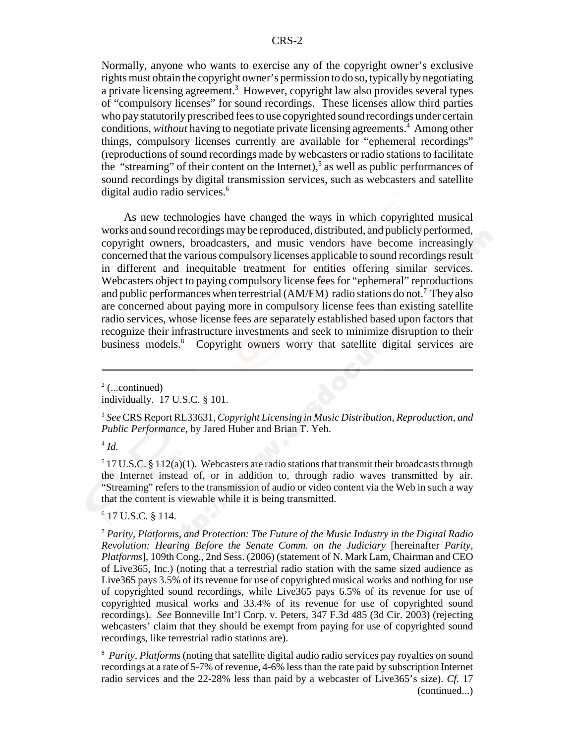Normally, anyone who wants to exercise any of the copyright owner's exclusive rights must obtain the copyright owner's permission to do so, typically by negotiating a private licensing agreement.[3] However, copyright law also provides several types of "compulsory licenses" for sound recordings. These licenses allow third parties who pay statutorily prescribed fees to use copyrighted sound recordings under certain conditions, *without* having to negotiate private licensing agreements.[4] Among other things, compulsory licenses currently are available for "ephemeral recordings" (reproductions of sound recordings made by webcasters or radio stations to facilitate the "streaming" of their content on the Internet),[5] as well as public performances of sound recordings by digital transmission services, such as webcasters and satellite digital audio radio services.[6]

As new technologies have changed the ways in which copyrighted musical works and sound recordings may be reproduced, distributed, and publicly performed, copyright owners, broadcasters, and music vendors have become increasingly concerned that the various compulsory licenses applicable to sound recordings result in different and inequitable treatment for entities offering similar services. Webcasters object to paying compulsory license fees for "ephemeral" reproductions and public performances when terrestrial (AM/FM) radio stations do not.[7] They also are concerned about paying more in compulsory license fees than existing satellite radio services, whose license fees are separately established based upon factors that recognize their infrastructure investments and seek to minimize disruption to their business models.[8] Copyright owners worry that satellite digital services are

---

[2] (...continued)
individually. 17 U.S.C. § 101.

[3] *See* CRS Report RL33631, *Copyright Licensing in Music Distribution, Reproduction, and Public Performance*, by Jared Huber and Brian T. Yeh.

[4] *Id.*

[5] 17 U.S.C. § 112(a)(1). Webcasters are radio stations that transmit their broadcasts through the Internet instead of, or in addition to, through radio waves transmitted by air. "Streaming" refers to the transmission of audio or video content via the Web in such a way that the content is viewable while it is being transmitted.

[6] 17 U.S.C. § 114.

[7] *Parity, Platforms, and Protection: The Future of the Music Industry in the Digital Radio Revolution: Hearing Before the Senate Comm. on the Judiciary* [hereinafter *Parity, Platforms*], 109th Cong., 2nd Sess. (2006) (statement of N. Mark Lam, Chairman and CEO of Live365, Inc.) (noting that a terrestrial radio station with the same sized audience as Live365 pays 3.5% of its revenue for use of copyrighted musical works and nothing for use of copyrighted sound recordings, while Live365 pays 6.5% of its revenue for use of copyrighted musical works and 33.4% of its revenue for use of copyrighted sound recordings). *See* Bonneville Int'l Corp. v. Peters, 347 F.3d 485 (3d Cir. 2003) (rejecting webcasters' claim that they should be exempt from paying for use of copyrighted sound recordings, like terrestrial radio stations are).

[8] *Parity, Platforms* (noting that satellite digital audio radio services pay royalties on sound recordings at a rate of 5-7% of revenue, 4-6% less than the rate paid by subscription Internet radio services and the 22-28% less than paid by a webcaster of Live365's size). *Cf.* 17
(continued...)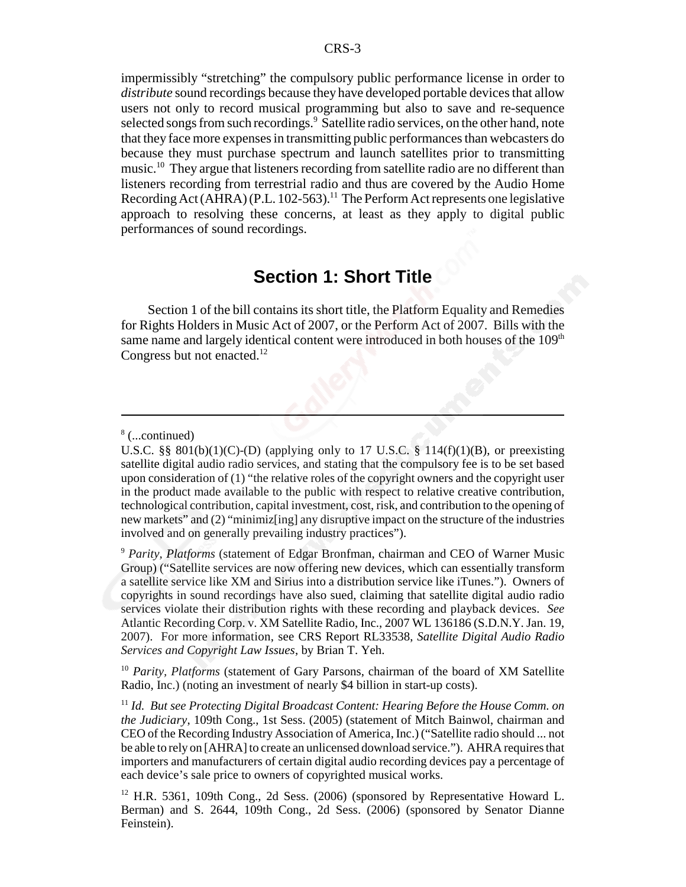impermissibly "stretching" the compulsory public performance license in order to *distribute* sound recordings because they have developed portable devices that allow users not only to record musical programming but also to save and re-sequence selected songs from such recordings.[9] Satellite radio services, on the other hand, note that they face more expenses in transmitting public performances than webcasters do because they must purchase spectrum and launch satellites prior to transmitting music.[10] They argue that listeners recording from satellite radio are no different than listeners recording from terrestrial radio and thus are covered by the Audio Home Recording Act (AHRA) (P.L. 102-563).[11] The Perform Act represents one legislative approach to resolving these concerns, at least as they apply to digital public performances of sound recordings.

## Section 1: Short Title

Section 1 of the bill contains its short title, the Platform Equality and Remedies for Rights Holders in Music Act of 2007, or the Perform Act of 2007. Bills with the same name and largely identical content were introduced in both houses of the 109th Congress but not enacted.[12]

---

[8] (...continued)
U.S.C. §§ 801(b)(1)(C)-(D) (applying only to 17 U.S.C. § 114(f)(1)(B), or preexisting satellite digital audio radio services, and stating that the compulsory fee is to be set based upon consideration of (1) "the relative roles of the copyright owners and the copyright user in the product made available to the public with respect to relative creative contribution, technological contribution, capital investment, cost, risk, and contribution to the opening of new markets" and (2) "minimiz[ing] any disruptive impact on the structure of the industries involved and on generally prevailing industry practices").

[9] *Parity, Platforms* (statement of Edgar Bronfman, chairman and CEO of Warner Music Group) ("Satellite services are now offering new devices, which can essentially transform a satellite service like XM and Sirius into a distribution service like iTunes."). Owners of copyrights in sound recordings have also sued, claiming that satellite digital audio radio services violate their distribution rights with these recording and playback devices. *See* Atlantic Recording Corp. v. XM Satellite Radio, Inc., 2007 WL 136186 (S.D.N.Y. Jan. 19, 2007). For more information, see CRS Report RL33538, *Satellite Digital Audio Radio Services and Copyright Law Issues*, by Brian T. Yeh.

[10] *Parity, Platforms* (statement of Gary Parsons, chairman of the board of XM Satellite Radio, Inc.) (noting an investment of nearly $4 billion in start-up costs).

[11] *Id. But see Protecting Digital Broadcast Content: Hearing Before the House Comm. on the Judiciary*, 109th Cong., 1st Sess. (2005) (statement of Mitch Bainwol, chairman and CEO of the Recording Industry Association of America, Inc.) ("Satellite radio should ... not be able to rely on [AHRA] to create an unlicensed download service."). AHRA requires that importers and manufacturers of certain digital audio recording devices pay a percentage of each device's sale price to owners of copyrighted musical works.

[12] H.R. 5361, 109th Cong., 2d Sess. (2006) (sponsored by Representative Howard L. Berman) and S. 2644, 109th Cong., 2d Sess. (2006) (sponsored by Senator Dianne Feinstein).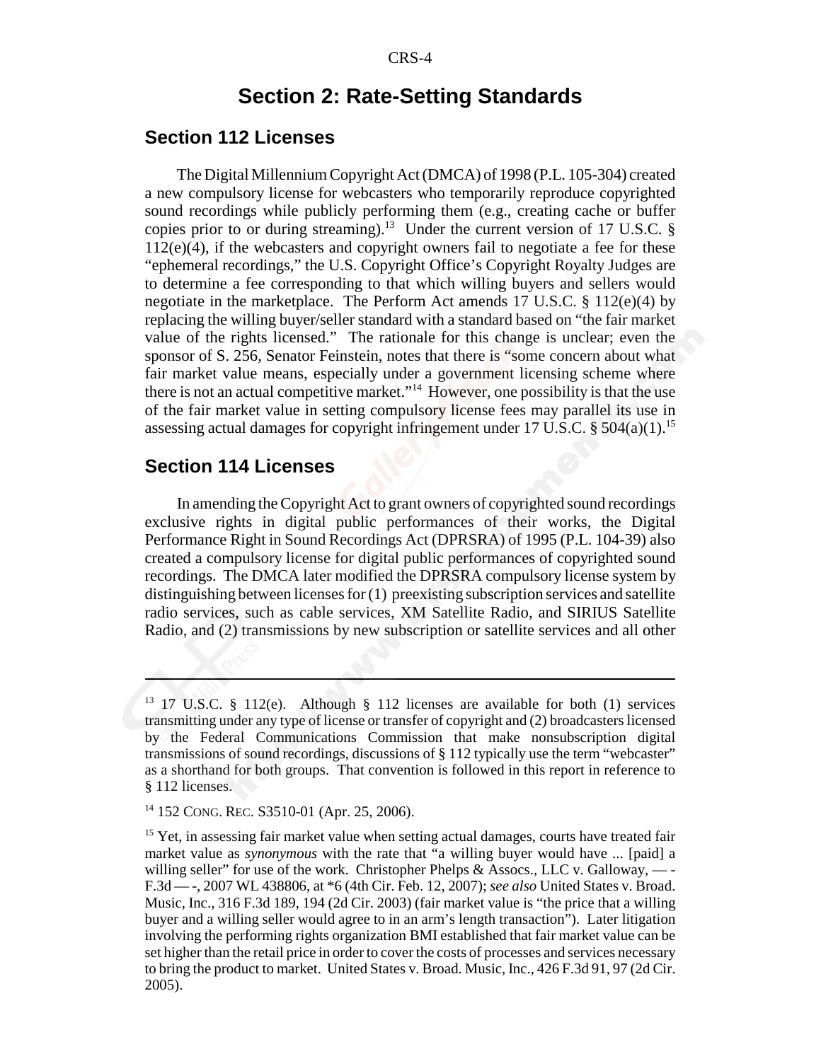# Section 2: Rate-Setting Standards

## Section 112 Licenses

The Digital Millennium Copyright Act (DMCA) of 1998 (P.L. 105-304) created a new compulsory license for webcasters who temporarily reproduce copyrighted sound recordings while publicly performing them (e.g., creating cache or buffer copies prior to or during streaming).[13] Under the current version of 17 U.S.C. § 112(e)(4), if the webcasters and copyright owners fail to negotiate a fee for these "ephemeral recordings," the U.S. Copyright Office's Copyright Royalty Judges are to determine a fee corresponding to that which willing buyers and sellers would negotiate in the marketplace. The Perform Act amends 17 U.S.C. § 112(e)(4) by replacing the willing buyer/seller standard with a standard based on "the fair market value of the rights licensed." The rationale for this change is unclear; even the sponsor of S. 256, Senator Feinstein, notes that there is "some concern about what fair market value means, especially under a government licensing scheme where there is not an actual competitive market."[14] However, one possibility is that the use of the fair market value in setting compulsory license fees may parallel its use in assessing actual damages for copyright infringement under 17 U.S.C. § 504(a)(1).[15]

## Section 114 Licenses

In amending the Copyright Act to grant owners of copyrighted sound recordings exclusive rights in digital public performances of their works, the Digital Performance Right in Sound Recordings Act (DPRSRA) of 1995 (P.L. 104-39) also created a compulsory license for digital public performances of copyrighted sound recordings. The DMCA later modified the DPRSRA compulsory license system by distinguishing between licenses for (1) preexisting subscription services and satellite radio services, such as cable services, XM Satellite Radio, and SIRIUS Satellite Radio, and (2) transmissions by new subscription or satellite services and all other

---

[13] 17 U.S.C. § 112(e). Although § 112 licenses are available for both (1) services transmitting under any type of license or transfer of copyright and (2) broadcasters licensed by the Federal Communications Commission that make nonsubscription digital transmissions of sound recordings, discussions of § 112 typically use the term "webcaster" as a shorthand for both groups. That convention is followed in this report in reference to § 112 licenses.

[14] 152 CONG. REC. S3510-01 (Apr. 25, 2006).

[15] Yet, in assessing fair market value when setting actual damages, courts have treated fair market value as *synonymous* with the rate that "a willing buyer would have ... [paid] a willing seller" for use of the work. Christopher Phelps & Assocs., LLC v. Galloway, — - F.3d — -, 2007 WL 438806, at *6 (4th Cir. Feb. 12, 2007); *see also* United States v. Broad. Music, Inc., 316 F.3d 189, 194 (2d Cir. 2003) (fair market value is "the price that a willing buyer and a willing seller would agree to in an arm's length transaction"). Later litigation involving the performing rights organization BMI established that fair market value can be set higher than the retail price in order to cover the costs of processes and services necessary to bring the product to market. United States v. Broad. Music, Inc., 426 F.3d 91, 97 (2d Cir. 2005).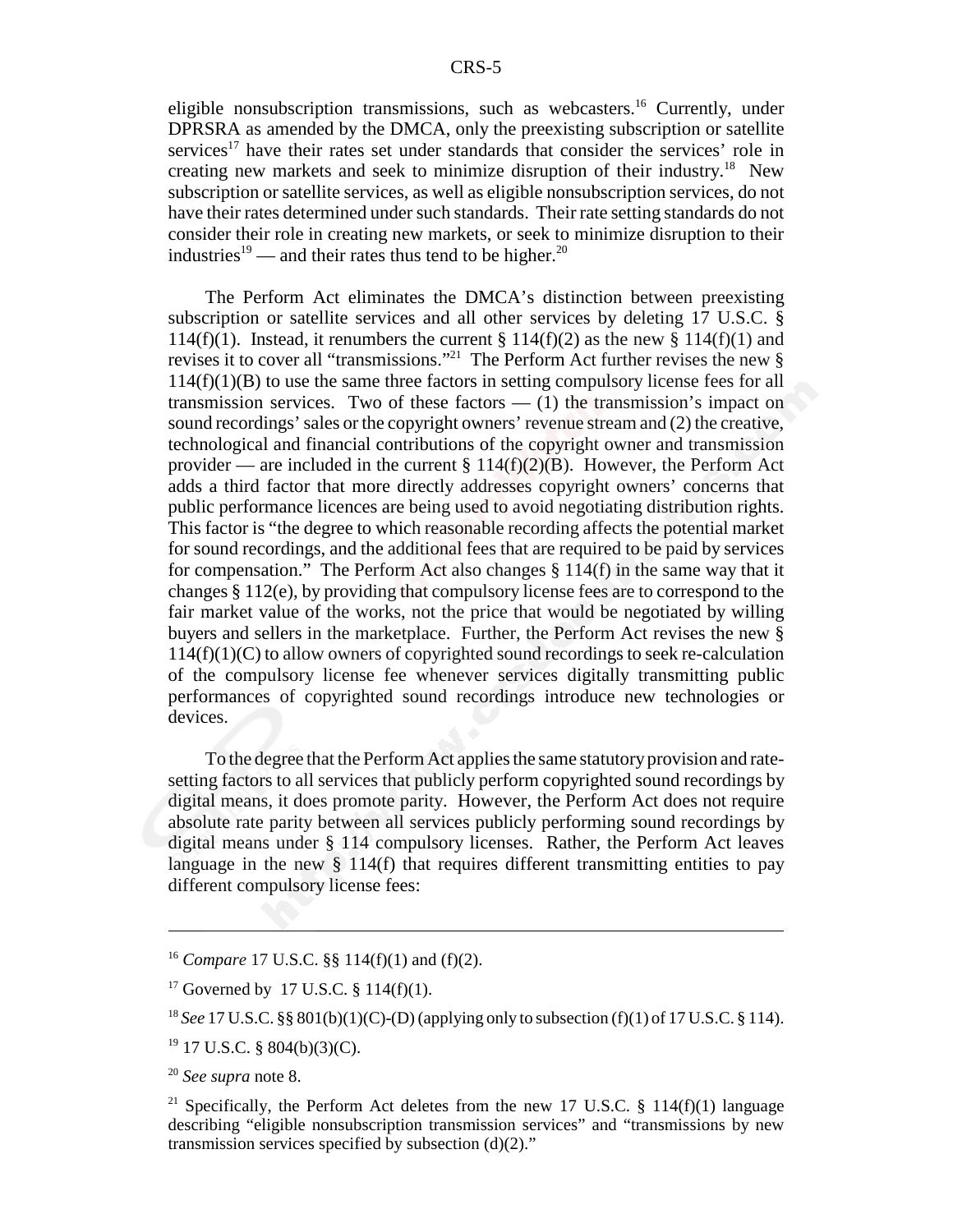eligible nonsubscription transmissions, such as webcasters.[16] Currently, under DPRSRA as amended by the DMCA, only the preexisting subscription or satellite services[17] have their rates set under standards that consider the services' role in creating new markets and seek to minimize disruption of their industry.[18] New subscription or satellite services, as well as eligible nonsubscription services, do not have their rates determined under such standards. Their rate setting standards do not consider their role in creating new markets, or seek to minimize disruption to their industries[19] — and their rates thus tend to be higher.[20]

The Perform Act eliminates the DMCA's distinction between preexisting subscription or satellite services and all other services by deleting 17 U.S.C. § 114(f)(1). Instead, it renumbers the current § 114(f)(2) as the new § 114(f)(1) and revises it to cover all "transmissions."[21] The Perform Act further revises the new § 114(f)(1)(B) to use the same three factors in setting compulsory license fees for all transmission services. Two of these factors — (1) the transmission's impact on sound recordings' sales or the copyright owners' revenue stream and (2) the creative, technological and financial contributions of the copyright owner and transmission provider — are included in the current § 114(f)(2)(B). However, the Perform Act adds a third factor that more directly addresses copyright owners' concerns that public performance licences are being used to avoid negotiating distribution rights. This factor is "the degree to which reasonable recording affects the potential market for sound recordings, and the additional fees that are required to be paid by services for compensation." The Perform Act also changes § 114(f) in the same way that it changes § 112(e), by providing that compulsory license fees are to correspond to the fair market value of the works, not the price that would be negotiated by willing buyers and sellers in the marketplace. Further, the Perform Act revises the new § 114(f)(1)(C) to allow owners of copyrighted sound recordings to seek re-calculation of the compulsory license fee whenever services digitally transmitting public performances of copyrighted sound recordings introduce new technologies or devices.

To the degree that the Perform Act applies the same statutory provision and rate-setting factors to all services that publicly perform copyrighted sound recordings by digital means, it does promote parity. However, the Perform Act does not require absolute rate parity between all services publicly performing sound recordings by digital means under § 114 compulsory licenses. Rather, the Perform Act leaves language in the new § 114(f) that requires different transmitting entities to pay different compulsory license fees:

---

[16] *Compare* 17 U.S.C. §§ 114(f)(1) and (f)(2).

[17] Governed by 17 U.S.C. § 114(f)(1).

[18] *See* 17 U.S.C. §§ 801(b)(1)(C)-(D) (applying only to subsection (f)(1) of 17 U.S.C. § 114).

[19] 17 U.S.C. § 804(b)(3)(C).

[20] *See supra* note 8.

[21] Specifically, the Perform Act deletes from the new 17 U.S.C. § 114(f)(1) language describing "eligible nonsubscription transmission services" and "transmissions by new transmission services specified by subsection (d)(2)."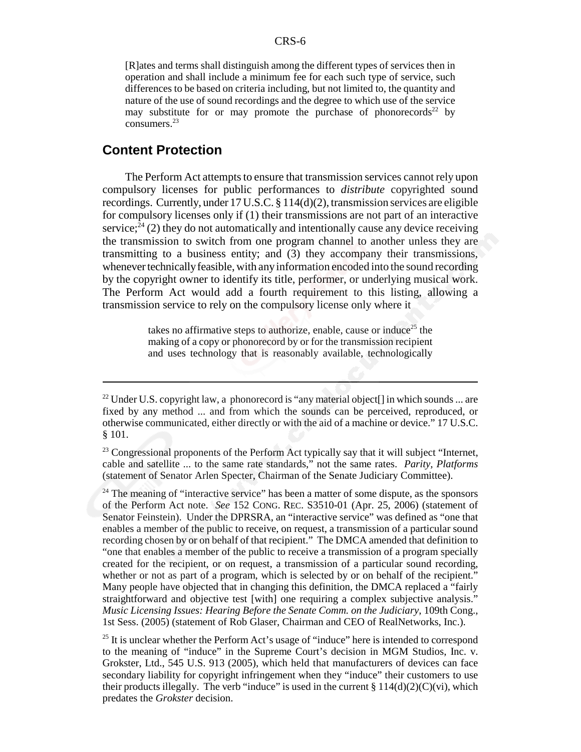> [R]ates and terms shall distinguish among the different types of services then in operation and shall include a minimum fee for each such type of service, such differences to be based on criteria including, but not limited to, the quantity and nature of the use of sound recordings and the degree to which use of the service may substitute for or may promote the purchase of phonorecords[22] by consumers.[23]

## Content Protection

The Perform Act attempts to ensure that transmission services cannot rely upon compulsory licenses for public performances to *distribute* copyrighted sound recordings. Currently, under 17 U.S.C. § 114(d)(2), transmission services are eligible for compulsory licenses only if (1) their transmissions are not part of an interactive service;[24] (2) they do not automatically and intentionally cause any device receiving the transmission to switch from one program channel to another unless they are transmitting to a business entity; and (3) they accompany their transmissions, whenever technically feasible, with any information encoded into the sound recording by the copyright owner to identify its title, performer, or underlying musical work. The Perform Act would add a fourth requirement to this listing, allowing a transmission service to rely on the compulsory license only where it

> takes no affirmative steps to authorize, enable, cause or induce[25] the making of a copy or phonorecord by or for the transmission recipient and uses technology that is reasonably available, technologically

---

[22] Under U.S. copyright law, a phonorecord is "any material object[] in which sounds ... are fixed by any method ... and from which the sounds can be perceived, reproduced, or otherwise communicated, either directly or with the aid of a machine or device." 17 U.S.C. § 101.

[23] Congressional proponents of the Perform Act typically say that it will subject "Internet, cable and satellite ... to the same rate standards," not the same rates. *Parity, Platforms* (statement of Senator Arlen Specter, Chairman of the Senate Judiciary Committee).

[24] The meaning of "interactive service" has been a matter of some dispute, as the sponsors of the Perform Act note. *See* 152 CONG. REC. S3510-01 (Apr. 25, 2006) (statement of Senator Feinstein). Under the DPRSRA, an "interactive service" was defined as "one that enables a member of the public to receive, on request, a transmission of a particular sound recording chosen by or on behalf of that recipient." The DMCA amended that definition to "one that enables a member of the public to receive a transmission of a program specially created for the recipient, or on request, a transmission of a particular sound recording, whether or not as part of a program, which is selected by or on behalf of the recipient." Many people have objected that in changing this definition, the DMCA replaced a "fairly straightforward and objective test [with] one requiring a complex subjective analysis." *Music Licensing Issues: Hearing Before the Senate Comm. on the Judiciary*, 109th Cong., 1st Sess. (2005) (statement of Rob Glaser, Chairman and CEO of RealNetworks, Inc.).

[25] It is unclear whether the Perform Act's usage of "induce" here is intended to correspond to the meaning of "induce" in the Supreme Court's decision in MGM Studios, Inc. v. Grokster, Ltd., 545 U.S. 913 (2005), which held that manufacturers of devices can face secondary liability for copyright infringement when they "induce" their customers to use their products illegally. The verb "induce" is used in the current § 114(d)(2)(C)(vi), which predates the *Grokster* decision.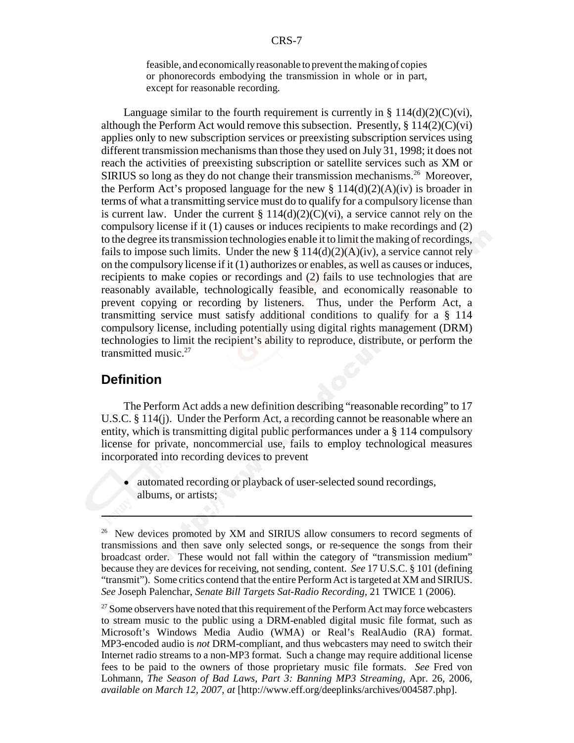feasible, and economically reasonable to prevent the making of copies or phonorecords embodying the transmission in whole or in part, except for reasonable recording.

Language similar to the fourth requirement is currently in § 114(d)(2)(C)(vi), although the Perform Act would remove this subsection. Presently, § 114(2)(C)(vi) applies only to new subscription services or preexisting subscription services using different transmission mechanisms than those they used on July 31, 1998; it does not reach the activities of preexisting subscription or satellite services such as XM or SIRIUS so long as they do not change their transmission mechanisms.[26] Moreover, the Perform Act's proposed language for the new § 114(d)(2)(A)(iv) is broader in terms of what a transmitting service must do to qualify for a compulsory license than is current law. Under the current § 114(d)(2)(C)(vi), a service cannot rely on the compulsory license if it (1) causes or induces recipients to make recordings and (2) to the degree its transmission technologies enable it to limit the making of recordings, fails to impose such limits. Under the new § 114(d)(2)(A)(iv), a service cannot rely on the compulsory license if it (1) authorizes or enables, as well as causes or induces, recipients to make copies or recordings and (2) fails to use technologies that are reasonably available, technologically feasible, and economically reasonable to prevent copying or recording by listeners. Thus, under the Perform Act, a transmitting service must satisfy additional conditions to qualify for a § 114 compulsory license, including potentially using digital rights management (DRM) technologies to limit the recipient's ability to reproduce, distribute, or perform the transmitted music.[27]

## Definition

The Perform Act adds a new definition describing "reasonable recording" to 17 U.S.C. § 114(j). Under the Perform Act, a recording cannot be reasonable where an entity, which is transmitting digital public performances under a § 114 compulsory license for private, noncommercial use, fails to employ technological measures incorporated into recording devices to prevent

- automated recording or playback of user-selected sound recordings, albums, or artists;

---

[26] New devices promoted by XM and SIRIUS allow consumers to record segments of transmissions and then save only selected songs, or re-sequence the songs from their broadcast order. These would not fall within the category of "transmission medium" because they are devices for receiving, not sending, content. *See* 17 U.S.C. § 101 (defining "transmit"). Some critics contend that the entire Perform Act is targeted at XM and SIRIUS. *See* Joseph Palenchar, *Senate Bill Targets Sat-Radio Recording*, 21 TWICE 1 (2006).

[27] Some observers have noted that this requirement of the Perform Act may force webcasters to stream music to the public using a DRM-enabled digital music file format, such as Microsoft's Windows Media Audio (WMA) or Real's RealAudio (RA) format. MP3-encoded audio is *not* DRM-compliant, and thus webcasters may need to switch their Internet radio streams to a non-MP3 format. Such a change may require additional license fees to be paid to the owners of those proprietary music file formats. *See* Fred von Lohmann, *The Season of Bad Laws, Part 3: Banning MP3 Streaming*, Apr. 26, 2006, *available on March 12, 2007*, *at* [http://www.eff.org/deeplinks/archives/004587.php].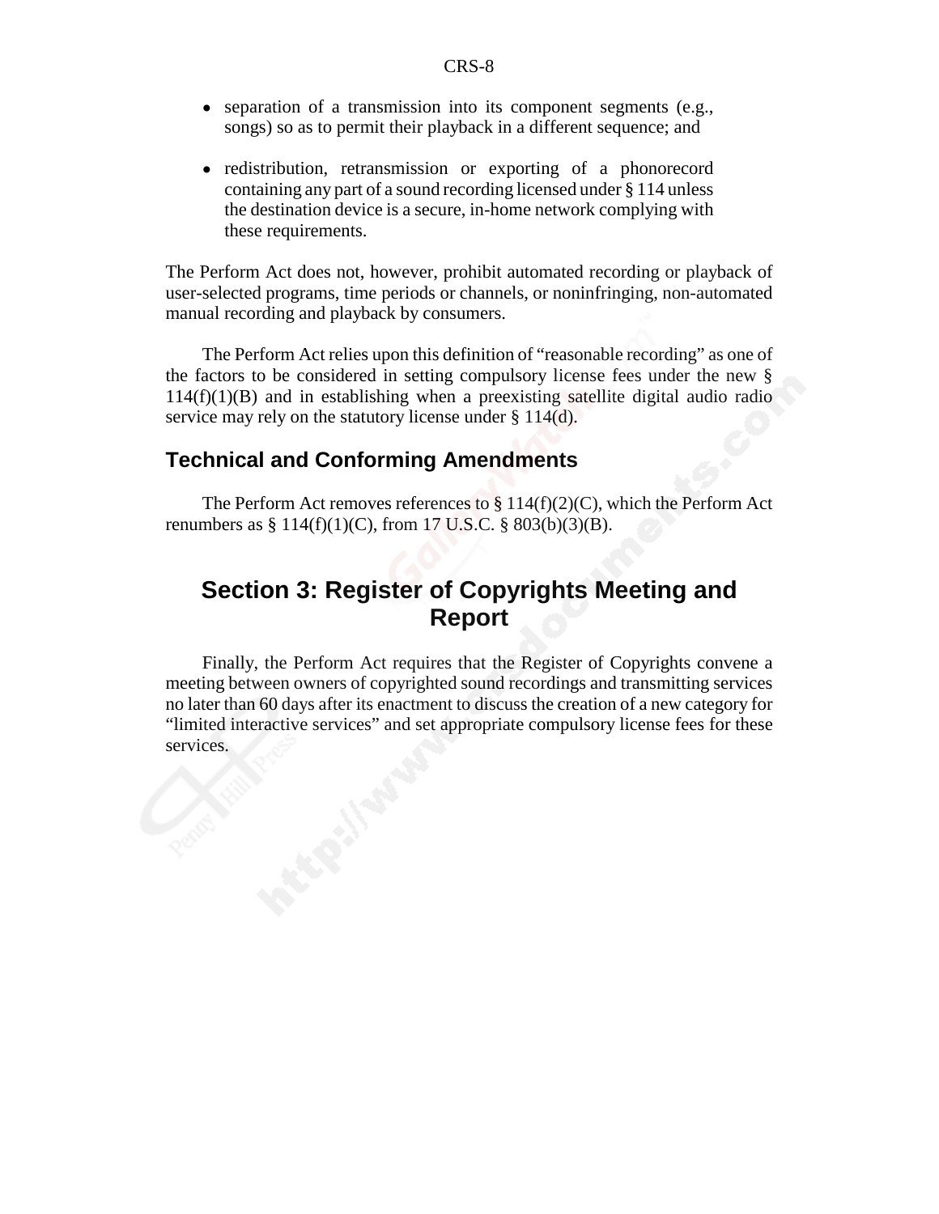- separation of a transmission into its component segments (e.g., songs) so as to permit their playback in a different sequence; and
- redistribution, retransmission or exporting of a phonorecord containing any part of a sound recording licensed under § 114 unless the destination device is a secure, in-home network complying with these requirements.

The Perform Act does not, however, prohibit automated recording or playback of user-selected programs, time periods or channels, or noninfringing, non-automated manual recording and playback by consumers.

The Perform Act relies upon this definition of "reasonable recording" as one of the factors to be considered in setting compulsory license fees under the new § 114(f)(1)(B) and in establishing when a preexisting satellite digital audio radio service may rely on the statutory license under § 114(d).

### Technical and Conforming Amendments

The Perform Act removes references to § 114(f)(2)(C), which the Perform Act renumbers as § 114(f)(1)(C), from 17 U.S.C. § 803(b)(3)(B).

## Section 3: Register of Copyrights Meeting and Report

Finally, the Perform Act requires that the Register of Copyrights convene a meeting between owners of copyrighted sound recordings and transmitting services no later than 60 days after its enactment to discuss the creation of a new category for "limited interactive services" and set appropriate compulsory license fees for these services.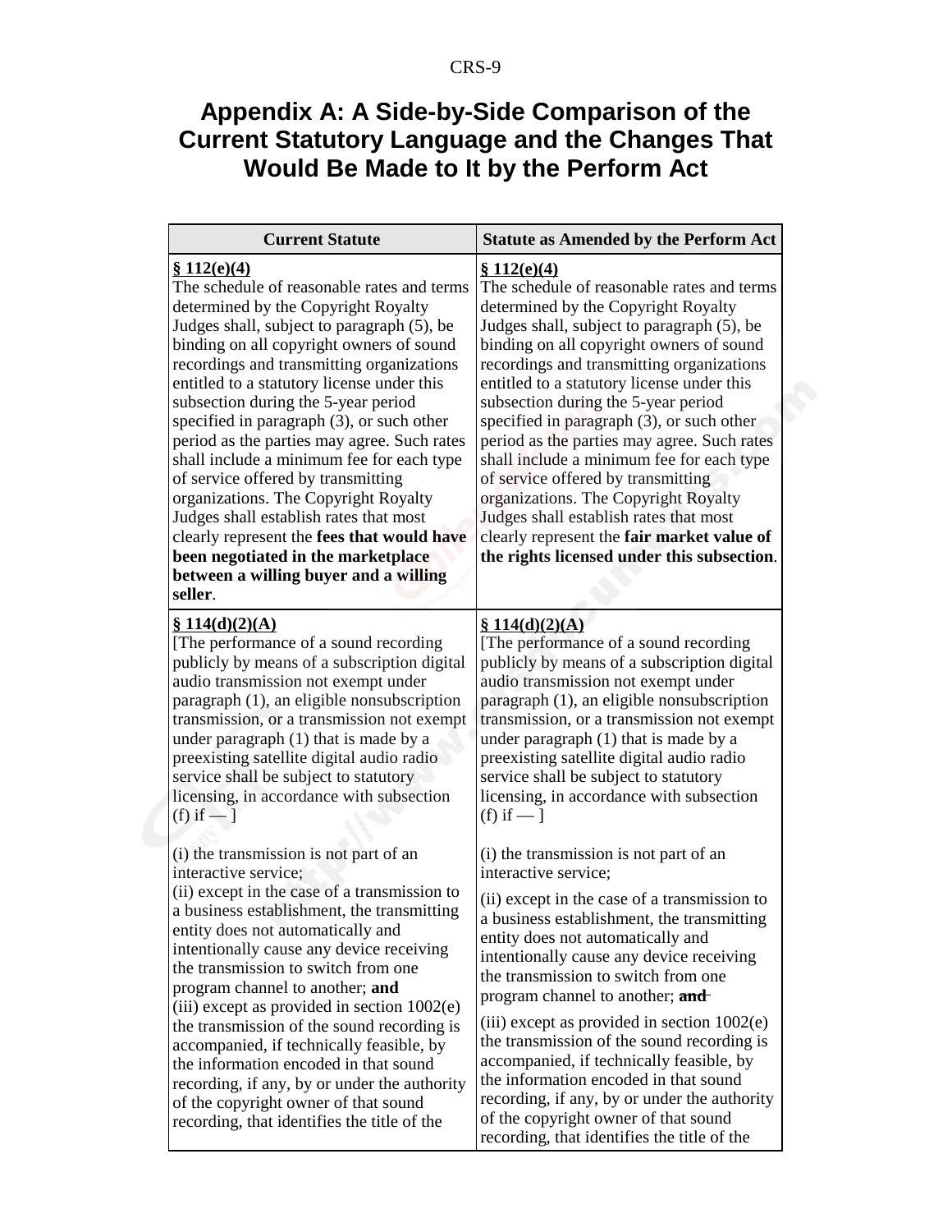# Appendix A: A Side-by-Side Comparison of the Current Statutory Language and the Changes That Would Be Made to It by the Perform Act

| Current Statute | Statute as Amended by the Perform Act |
|---|---|
| **§ 112(e)(4)**<br>The schedule of reasonable rates and terms determined by the Copyright Royalty Judges shall, subject to paragraph (5), be binding on all copyright owners of sound recordings and transmitting organizations entitled to a statutory license under this subsection during the 5-year period specified in paragraph (3), or such other period as the parties may agree. Such rates shall include a minimum fee for each type of service offered by transmitting organizations. The Copyright Royalty Judges shall establish rates that most clearly represent the **fees that would have been negotiated in the marketplace between a willing buyer and a willing seller**. | **§ 112(e)(4)**<br>The schedule of reasonable rates and terms determined by the Copyright Royalty Judges shall, subject to paragraph (5), be binding on all copyright owners of sound recordings and transmitting organizations entitled to a statutory license under this subsection during the 5-year period specified in paragraph (3), or such other period as the parties may agree. Such rates shall include a minimum fee for each type of service offered by transmitting organizations. The Copyright Royalty Judges shall establish rates that most clearly represent the **fair market value of the rights licensed under this subsection**. |
| **§ 114(d)(2)(A)**<br>[The performance of a sound recording publicly by means of a subscription digital audio transmission not exempt under paragraph (1), an eligible nonsubscription transmission, or a transmission not exempt under paragraph (1) that is made by a preexisting satellite digital audio radio service shall be subject to statutory licensing, in accordance with subsection (f) if — ]<br><br>(i) the transmission is not part of an interactive service;<br>(ii) except in the case of a transmission to a business establishment, the transmitting entity does not automatically and intentionally cause any device receiving the transmission to switch from one program channel to another; **and**<br>(iii) except as provided in section 1002(e) the transmission of the sound recording is accompanied, if technically feasible, by the information encoded in that sound recording, if any, by or under the authority of the copyright owner of that sound recording, that identifies the title of the | **§ 114(d)(2)(A)**<br>[The performance of a sound recording publicly by means of a subscription digital audio transmission not exempt under paragraph (1), an eligible nonsubscription transmission, or a transmission not exempt under paragraph (1) that is made by a preexisting satellite digital audio radio service shall be subject to statutory licensing, in accordance with subsection (f) if — ]<br><br>(i) the transmission is not part of an interactive service;<br><br>(ii) except in the case of a transmission to a business establishment, the transmitting entity does not automatically and intentionally cause any device receiving the transmission to switch from one program channel to another; ~~**and**~~<br><br>(iii) except as provided in section 1002(e) the transmission of the sound recording is accompanied, if technically feasible, by the information encoded in that sound recording, if any, by or under the authority of the copyright owner of that sound recording, that identifies the title of the |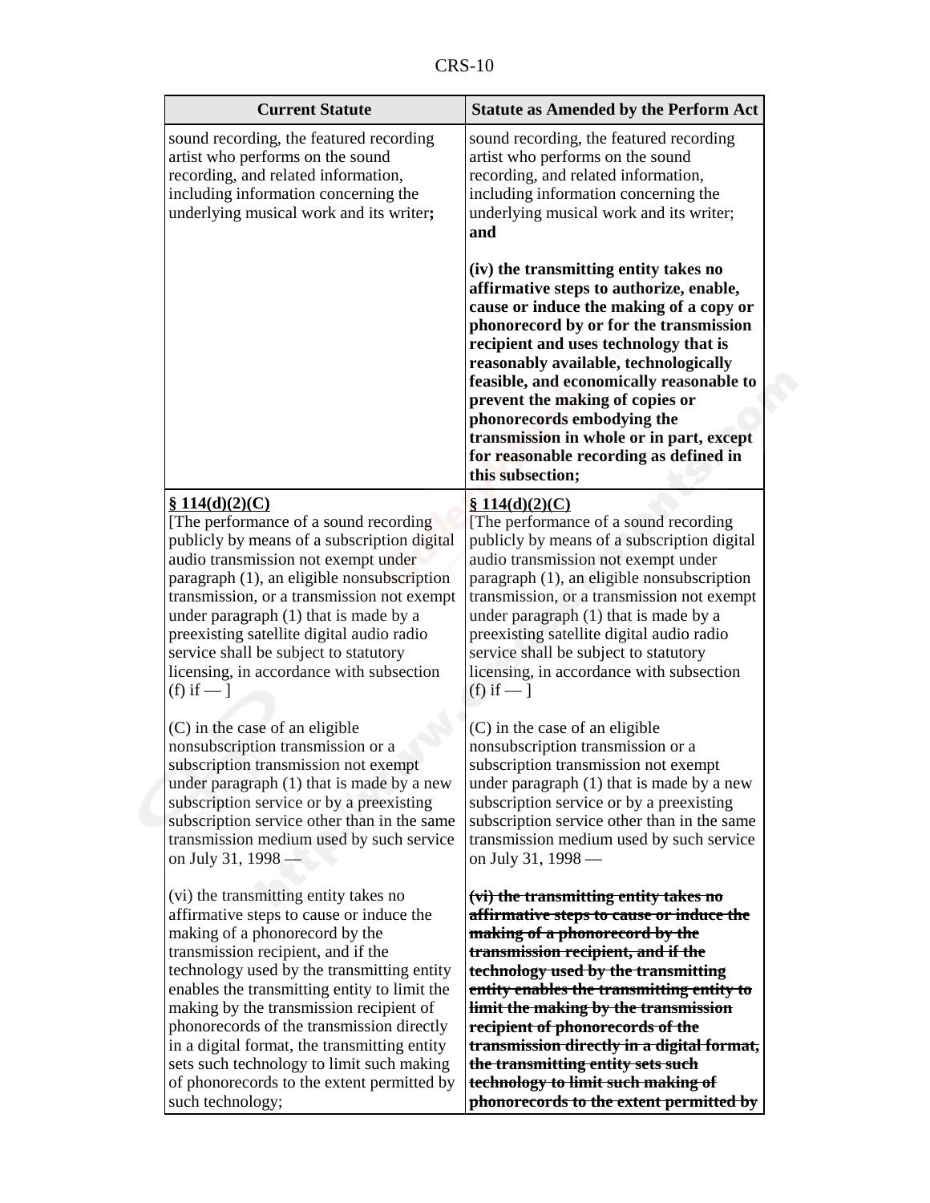| Current Statute | Statute as Amended by the Perform Act |
|---|---|
| sound recording, the featured recording artist who performs on the sound recording, and related information, including information concerning the underlying musical work and its writer**;** | sound recording, the featured recording artist who performs on the sound recording, and related information, including information concerning the underlying musical work and its writer; **and**<br><br>**(iv) the transmitting entity takes no affirmative steps to authorize, enable, cause or induce the making of a copy or phonorecord by or for the transmission recipient and uses technology that is reasonably available, technologically feasible, and economically reasonable to prevent the making of copies or phonorecords embodying the transmission in whole or in part, except for reasonable recording as defined in this subsection;** |
| **<u>§ 114(d)(2)(C)</u>**<br>[The performance of a sound recording publicly by means of a subscription digital audio transmission not exempt under paragraph (1), an eligible nonsubscription transmission, or a transmission not exempt under paragraph (1) that is made by a preexisting satellite digital audio radio service shall be subject to statutory licensing, in accordance with subsection (f) if — ]<br><br>(C) in the case of an eligible nonsubscription transmission or a subscription transmission not exempt under paragraph (1) that is made by a new subscription service or by a preexisting subscription service other than in the same transmission medium used by such service on July 31, 1998 —<br><br>(vi) the transmitting entity takes no affirmative steps to cause or induce the making of a phonorecord by the transmission recipient, and if the technology used by the transmitting entity enables the transmitting entity to limit the making by the transmission recipient of phonorecords of the transmission directly in a digital format, the transmitting entity sets such technology to limit such making of phonorecords to the extent permitted by such technology; | **<u>§ 114(d)(2)(C)</u>**<br>[The performance of a sound recording publicly by means of a subscription digital audio transmission not exempt under paragraph (1), an eligible nonsubscription transmission, or a transmission not exempt under paragraph (1) that is made by a preexisting satellite digital audio radio service shall be subject to statutory licensing, in accordance with subsection (f) if — ]<br><br>(C) in the case of an eligible nonsubscription transmission or a subscription transmission not exempt under paragraph (1) that is made by a new subscription service or by a preexisting subscription service other than in the same transmission medium used by such service on July 31, 1998 —<br><br>~~**(vi) the transmitting entity takes no affirmative steps to cause or induce the making of a phonorecord by the transmission recipient, and if the technology used by the transmitting entity enables the transmitting entity to limit the making by the transmission recipient of phonorecords of the transmission directly in a digital format, the transmitting entity sets such technology to limit such making of phonorecords to the extent permitted by**~~ |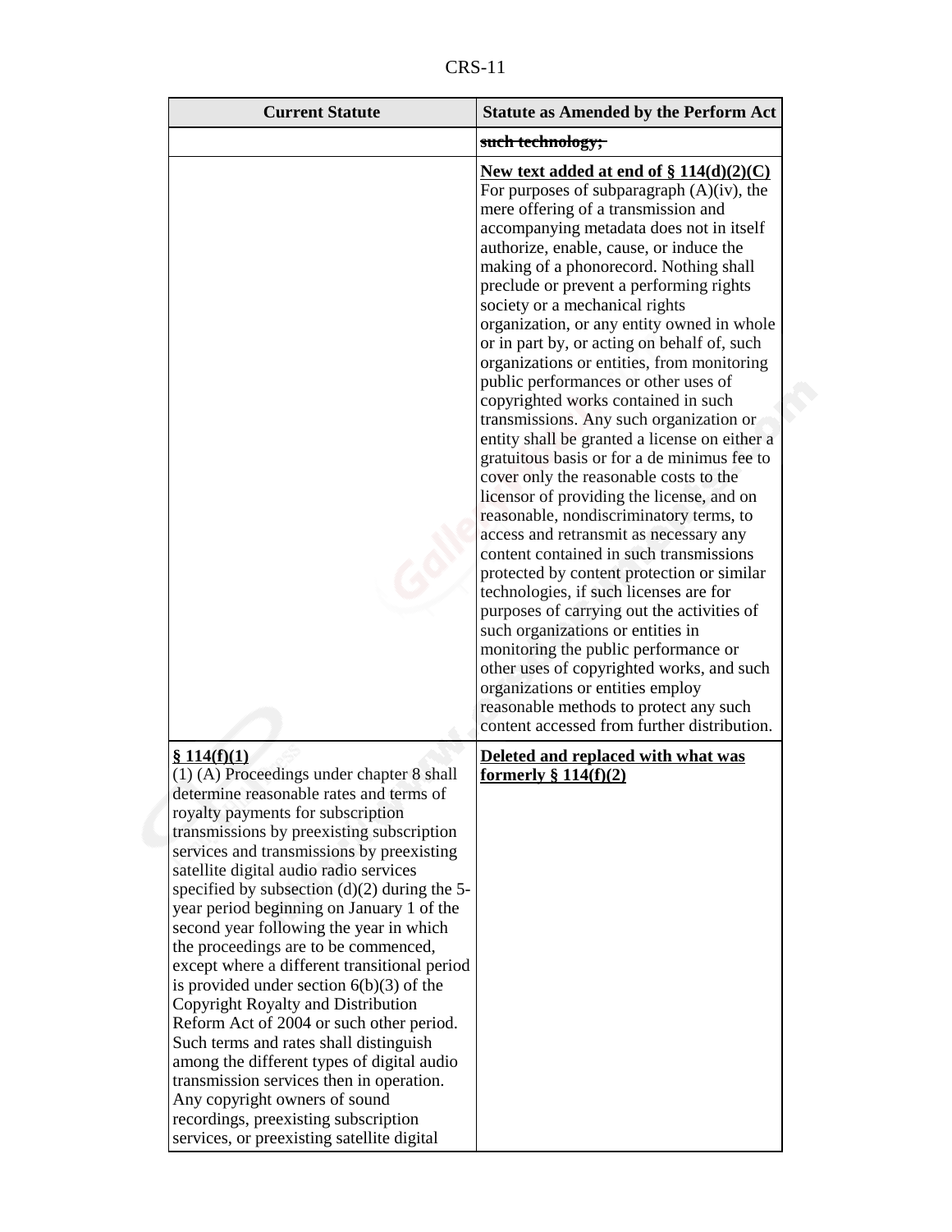| Current Statute | Statute as Amended by the Perform Act |
|---|---|
| | ~~such technology;~~ |
| | **New text added at end of § 114(d)(2)(C)** For purposes of subparagraph (A)(iv), the mere offering of a transmission and accompanying metadata does not in itself authorize, enable, cause, or induce the making of a phonorecord. Nothing shall preclude or prevent a performing rights society or a mechanical rights organization, or any entity owned in whole or in part by, or acting on behalf of, such organizations or entities, from monitoring public performances or other uses of copyrighted works contained in such transmissions. Any such organization or entity shall be granted a license on either a gratuitous basis or for a de minimus fee to cover only the reasonable costs to the licensor of providing the license, and on reasonable, nondiscriminatory terms, to access and retransmit as necessary any content contained in such transmissions protected by content protection or similar technologies, if such licenses are for purposes of carrying out the activities of such organizations or entities in monitoring the public performance or other uses of copyrighted works, and such organizations or entities employ reasonable methods to protect any such content accessed from further distribution. |
| **§ 114(f)(1)** (1) (A) Proceedings under chapter 8 shall determine reasonable rates and terms of royalty payments for subscription transmissions by preexisting subscription services and transmissions by preexisting satellite digital audio radio services specified by subsection (d)(2) during the 5-year period beginning on January 1 of the second year following the year in which the proceedings are to be commenced, except where a different transitional period is provided under section 6(b)(3) of the Copyright Royalty and Distribution Reform Act of 2004 or such other period. Such terms and rates shall distinguish among the different types of digital audio transmission services then in operation. Any copyright owners of sound recordings, preexisting subscription services, or preexisting satellite digital | **Deleted and replaced with what was formerly § 114(f)(2)** |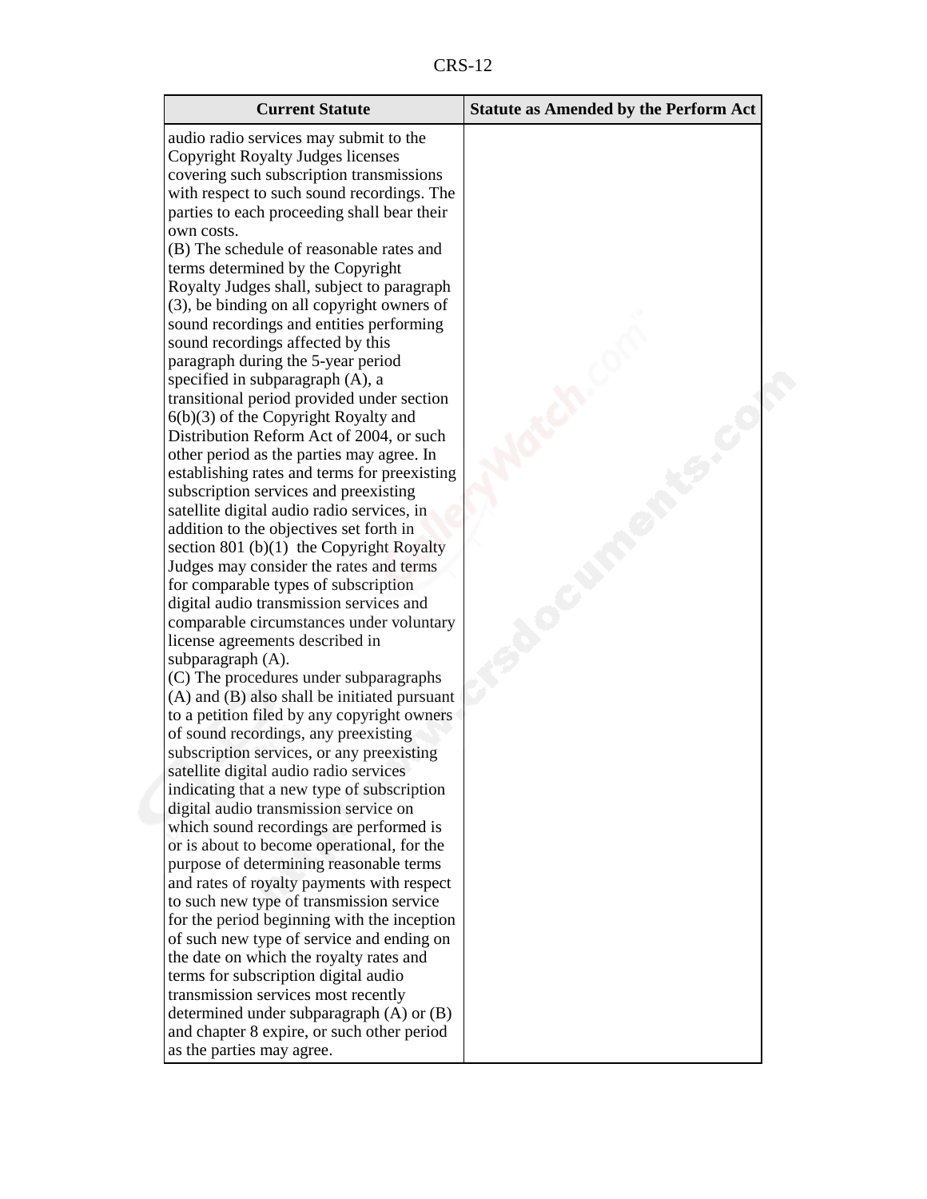| Current Statute | Statute as Amended by the Perform Act |
|---|---|
| audio radio services may submit to the Copyright Royalty Judges licenses covering such subscription transmissions with respect to such sound recordings. The parties to each proceeding shall bear their own costs.<br>(B) The schedule of reasonable rates and terms determined by the Copyright Royalty Judges shall, subject to paragraph (3), be binding on all copyright owners of sound recordings and entities performing sound recordings affected by this paragraph during the 5-year period specified in subparagraph (A), a transitional period provided under section 6(b)(3) of the Copyright Royalty and Distribution Reform Act of 2004, or such other period as the parties may agree. In establishing rates and terms for preexisting subscription services and preexisting satellite digital audio radio services, in addition to the objectives set forth in section 801 (b)(1) the Copyright Royalty Judges may consider the rates and terms for comparable types of subscription digital audio transmission services and comparable circumstances under voluntary license agreements described in subparagraph (A).<br>(C) The procedures under subparagraphs (A) and (B) also shall be initiated pursuant to a petition filed by any copyright owners of sound recordings, any preexisting subscription services, or any preexisting satellite digital audio radio services indicating that a new type of subscription digital audio transmission service on which sound recordings are performed is or is about to become operational, for the purpose of determining reasonable terms and rates of royalty payments with respect to such new type of transmission service for the period beginning with the inception of such new type of service and ending on the date on which the royalty rates and terms for subscription digital audio transmission services most recently determined under subparagraph (A) or (B) and chapter 8 expire, or such other period as the parties may agree. | |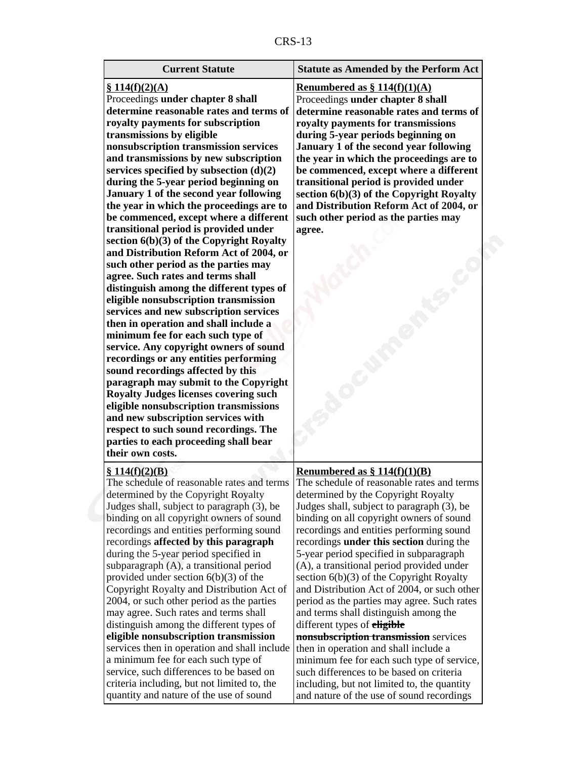| Current Statute | Statute as Amended by the Perform Act |
|---|---|
| **<u>§ 114(f)(2)(A)</u>**<br>Proceedings **under chapter 8 shall determine reasonable rates and terms of royalty payments for subscription transmissions by eligible nonsubscription transmission services and transmissions by new subscription services specified by subsection (d)(2) during the 5-year period beginning on January 1 of the second year following the year in which the proceedings are to be commenced, except where a different transitional period is provided under section 6(b)(3) of the Copyright Royalty and Distribution Reform Act of 2004, or such other period as the parties may agree. Such rates and terms shall distinguish among the different types of eligible nonsubscription transmission services and new subscription services then in operation and shall include a minimum fee for each such type of service. Any copyright owners of sound recordings or any entities performing sound recordings affected by this paragraph may submit to the Copyright Royalty Judges licenses covering such eligible nonsubscription transmissions and new subscription services with respect to such sound recordings. The parties to each proceeding shall bear their own costs.** | **<u>Renumbered as § 114(f)(1)(A)</u>**<br>Proceedings **under chapter 8 shall determine reasonable rates and terms of royalty payments for transmissions during 5-year periods beginning on January 1 of the second year following the year in which the proceedings are to be commenced, except where a different transitional period is provided under section 6(b)(3) of the Copyright Royalty and Distribution Reform Act of 2004, or such other period as the parties may agree.** |
| **<u>§ 114(f)(2)(B)</u>**<br>The schedule of reasonable rates and terms determined by the Copyright Royalty Judges shall, subject to paragraph (3), be binding on all copyright owners of sound recordings and entities performing sound recordings **affected by this paragraph** during the 5-year period specified in subparagraph (A), a transitional period provided under section 6(b)(3) of the Copyright Royalty and Distribution Act of 2004, or such other period as the parties may agree. Such rates and terms shall distinguish among the different types of **eligible nonsubscription transmission** services then in operation and shall include a minimum fee for each such type of service, such differences to be based on criteria including, but not limited to, the quantity and nature of the use of sound | **<u>Renumbered as § 114(f)(1)(B)</u>**<br>The schedule of reasonable rates and terms determined by the Copyright Royalty Judges shall, subject to paragraph (3), be binding on all copyright owners of sound recordings and entities performing sound recordings **under this section** during the 5-year period specified in subparagraph (A), a transitional period provided under section 6(b)(3) of the Copyright Royalty and Distribution Act of 2004, or such other period as the parties may agree. Such rates and terms shall distinguish among the different types of ~~**eligible nonsubscription transmission**~~ services then in operation and shall include a minimum fee for each such type of service, such differences to be based on criteria including, but not limited to, the quantity and nature of the use of sound recordings |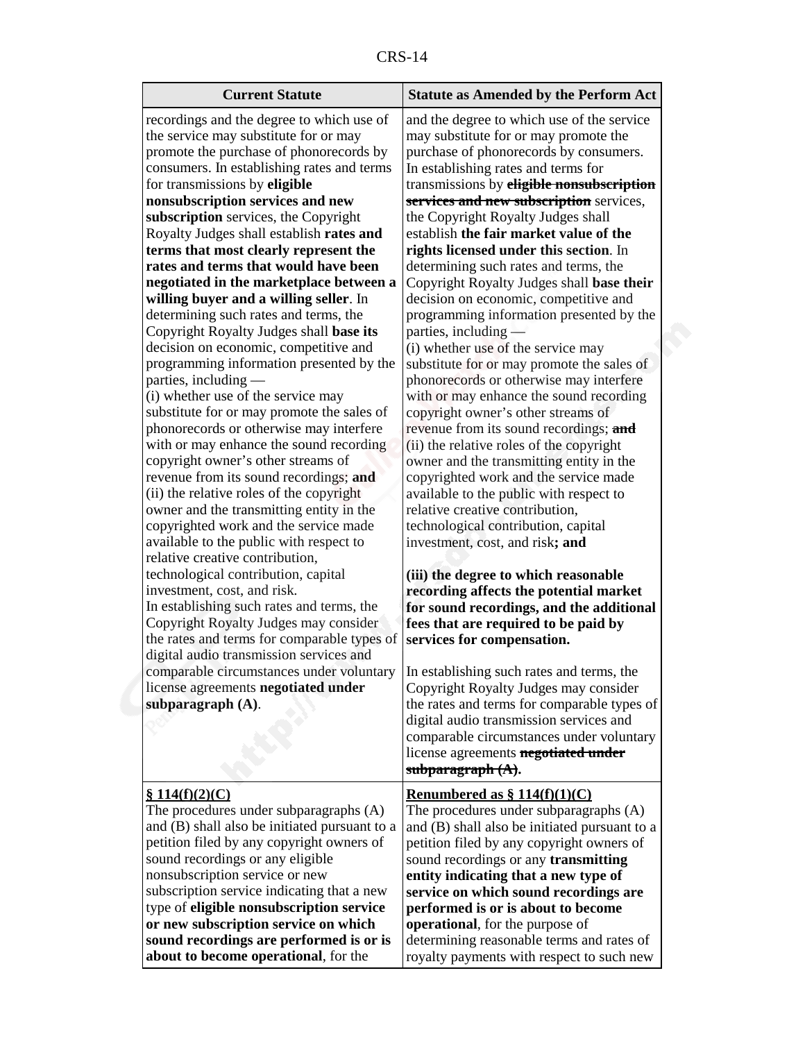| Current Statute | Statute as Amended by the Perform Act |
|---|---|
| recordings and the degree to which use of the service may substitute for or may promote the purchase of phonorecords by consumers. In establishing rates and terms for transmissions by **eligible nonsubscription services and new subscription** services, the Copyright Royalty Judges shall establish **rates and terms that most clearly represent the rates and terms that would have been negotiated in the marketplace between a willing buyer and a willing seller**. In determining such rates and terms, the Copyright Royalty Judges shall **base its** decision on economic, competitive and programming information presented by the parties, including — (i) whether use of the service may substitute for or may promote the sales of phonorecords or otherwise may interfere with or may enhance the sound recording copyright owner's other streams of revenue from its sound recordings; **and** (ii) the relative roles of the copyright owner and the transmitting entity in the copyrighted work and the service made available to the public with respect to relative creative contribution, technological contribution, capital investment, cost, and risk. In establishing such rates and terms, the Copyright Royalty Judges may consider the rates and terms for comparable types of digital audio transmission services and comparable circumstances under voluntary license agreements **negotiated under subparagraph (A)**. | and the degree to which use of the service may substitute for or may promote the purchase of phonorecords by consumers. In establishing rates and terms for transmissions by ~~**eligible nonsubscription services and new subscription**~~ services, the Copyright Royalty Judges shall establish **the fair market value of the rights licensed under this section**. In determining such rates and terms, the Copyright Royalty Judges shall **base their** decision on economic, competitive and programming information presented by the parties, including — (i) whether use of the service may substitute for or may promote the sales of phonorecords or otherwise may interfere with or may enhance the sound recording copyright owner's other streams of revenue from its sound recordings; ~~**and**~~ (ii) the relative roles of the copyright owner and the transmitting entity in the copyrighted work and the service made available to the public with respect to relative creative contribution, technological contribution, capital investment, cost, and risk**; and** **(iii) the degree to which reasonable recording affects the potential market for sound recordings, and the additional fees that are required to be paid by services for compensation.** In establishing such rates and terms, the Copyright Royalty Judges may consider the rates and terms for comparable types of digital audio transmission services and comparable circumstances under voluntary license agreements ~~**negotiated under subparagraph (A)**~~**.** |
| **§ 114(f)(2)(C)** The procedures under subparagraphs (A) and (B) shall also be initiated pursuant to a petition filed by any copyright owners of sound recordings or any eligible nonsubscription service or new subscription service indicating that a new type of **eligible nonsubscription service or new subscription service on which sound recordings are performed is or is about to become operational**, for the | **Renumbered as § 114(f)(1)(C)** The procedures under subparagraphs (A) and (B) shall also be initiated pursuant to a petition filed by any copyright owners of sound recordings or any **transmitting entity indicating that a new type of service on which sound recordings are performed is or is about to become operational**, for the purpose of determining reasonable terms and rates of royalty payments with respect to such new |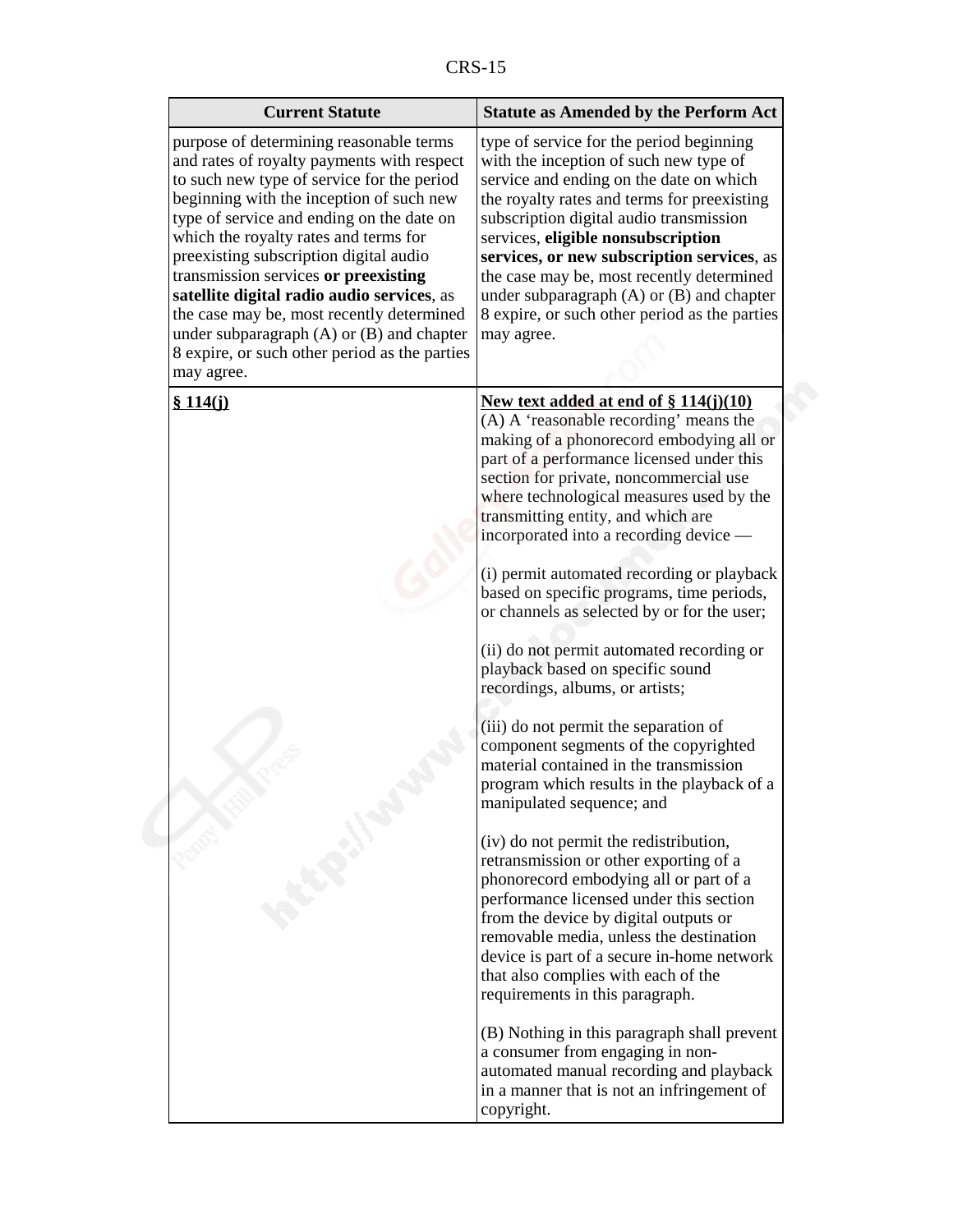| Current Statute | Statute as Amended by the Perform Act |
|---|---|
| purpose of determining reasonable terms and rates of royalty payments with respect to such new type of service for the period beginning with the inception of such new type of service and ending on the date on which the royalty rates and terms for preexisting subscription digital audio transmission services **or preexisting satellite digital radio audio services**, as the case may be, most recently determined under subparagraph (A) or (B) and chapter 8 expire, or such other period as the parties may agree. | type of service for the period beginning with the inception of such new type of service and ending on the date on which the royalty rates and terms for preexisting subscription digital audio transmission services, **eligible nonsubscription services, or new subscription services**, as the case may be, most recently determined under subparagraph (A) or (B) and chapter 8 expire, or such other period as the parties may agree. |
| **<u>§ 114(j)</u>** | **<u>New text added at end of § 114(j)(10)</u>**<br>(A) A 'reasonable recording' means the making of a phonorecord embodying all or part of a performance licensed under this section for private, noncommercial use where technological measures used by the transmitting entity, and which are incorporated into a recording device —<br><br>(i) permit automated recording or playback based on specific programs, time periods, or channels as selected by or for the user;<br><br>(ii) do not permit automated recording or playback based on specific sound recordings, albums, or artists;<br><br>(iii) do not permit the separation of component segments of the copyrighted material contained in the transmission program which results in the playback of a manipulated sequence; and<br><br>(iv) do not permit the redistribution, retransmission or other exporting of a phonorecord embodying all or part of a performance licensed under this section from the device by digital outputs or removable media, unless the destination device is part of a secure in-home network that also complies with each of the requirements in this paragraph.<br><br>(B) Nothing in this paragraph shall prevent a consumer from engaging in non-automated manual recording and playback in a manner that is not an infringement of copyright. |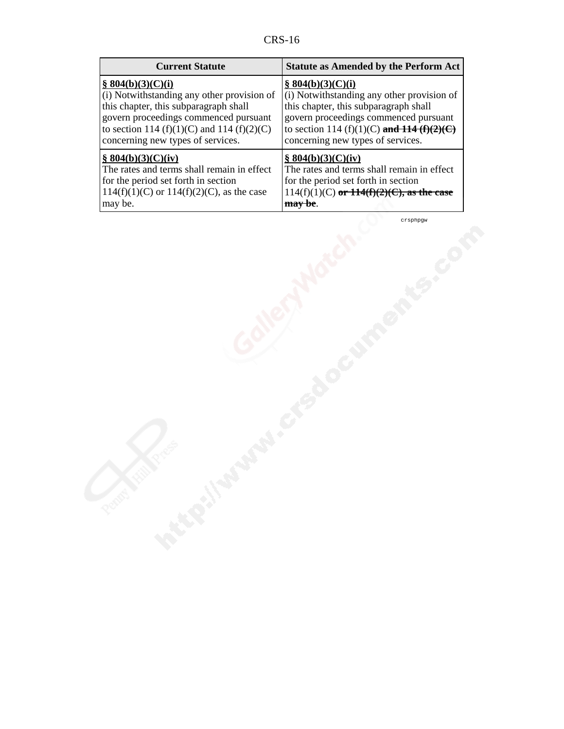| Current Statute | Statute as Amended by the Perform Act |
|---|---|
| **<u>§ 804(b)(3)(C)(i)</u>** (i) Notwithstanding any other provision of this chapter, this subparagraph shall govern proceedings commenced pursuant to section 114 (f)(1)(C) and 114 (f)(2)(C) concerning new types of services. | **<u>§ 804(b)(3)(C)(i)</u>** (i) Notwithstanding any other provision of this chapter, this subparagraph shall govern proceedings commenced pursuant to section 114 (f)(1)(C) **~~and 114 (f)(2)(C)~~** concerning new types of services. |
| **<u>§ 804(b)(3)(C)(iv)</u>** The rates and terms shall remain in effect for the period set forth in section 114(f)(1)(C) or 114(f)(2)(C), as the case may be. | **<u>§ 804(b)(3)(C)(iv)</u>** The rates and terms shall remain in effect for the period set forth in section 114(f)(1)(C) **~~or 114(f)(2)(C), as the case may be~~**. |

crsphpgw